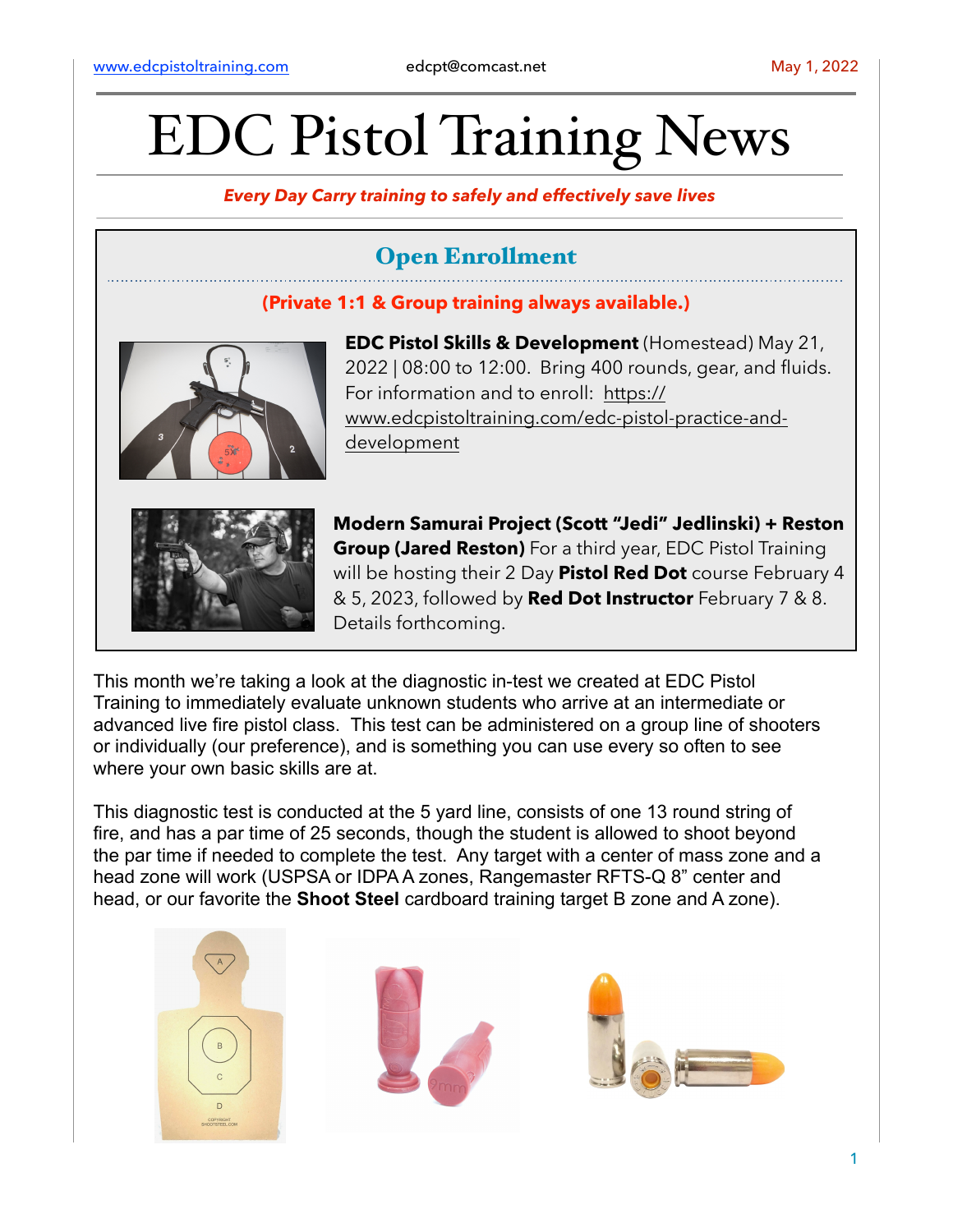www.edcpistoltraining.com edcpt@comcast.net May 1, 2022

# EDC Pistol Training News

***Every Day Carry training to safely and effectively save lives***

## Open Enrollment

**(Private 1:1 & Group training always available.)**

**EDC Pistol Skills & Development** (Homestead) May 21, 2022 | 08:00 to 12:00. Bring 400 rounds, gear, and fluids. For information and to enroll: https://www.edcpistoltraining.com/edc-pistol-practice-and-development

**Modern Samurai Project (Scott "Jedi" Jedlinski) + Reston Group (Jared Reston)** For a third year, EDC Pistol Training will be hosting their 2 Day **Pistol Red Dot** course February 4 & 5, 2023, followed by **Red Dot Instructor** February 7 & 8. Details forthcoming.

This month we're taking a look at the diagnostic in-test we created at EDC Pistol Training to immediately evaluate unknown students who arrive at an intermediate or advanced live fire pistol class. This test can be administered on a group line of shooters or individually (our preference), and is something you can use every so often to see where your own basic skills are at.

This diagnostic test is conducted at the 5 yard line, consists of one 13 round string of fire, and has a par time of 25 seconds, though the student is allowed to shoot beyond the par time if needed to complete the test. Any target with a center of mass zone and a head zone will work (USPSA or IDPA A zones, Rangemaster RFTS-Q 8" center and head, or our favorite the **Shoot Steel** cardboard training target B zone and A zone).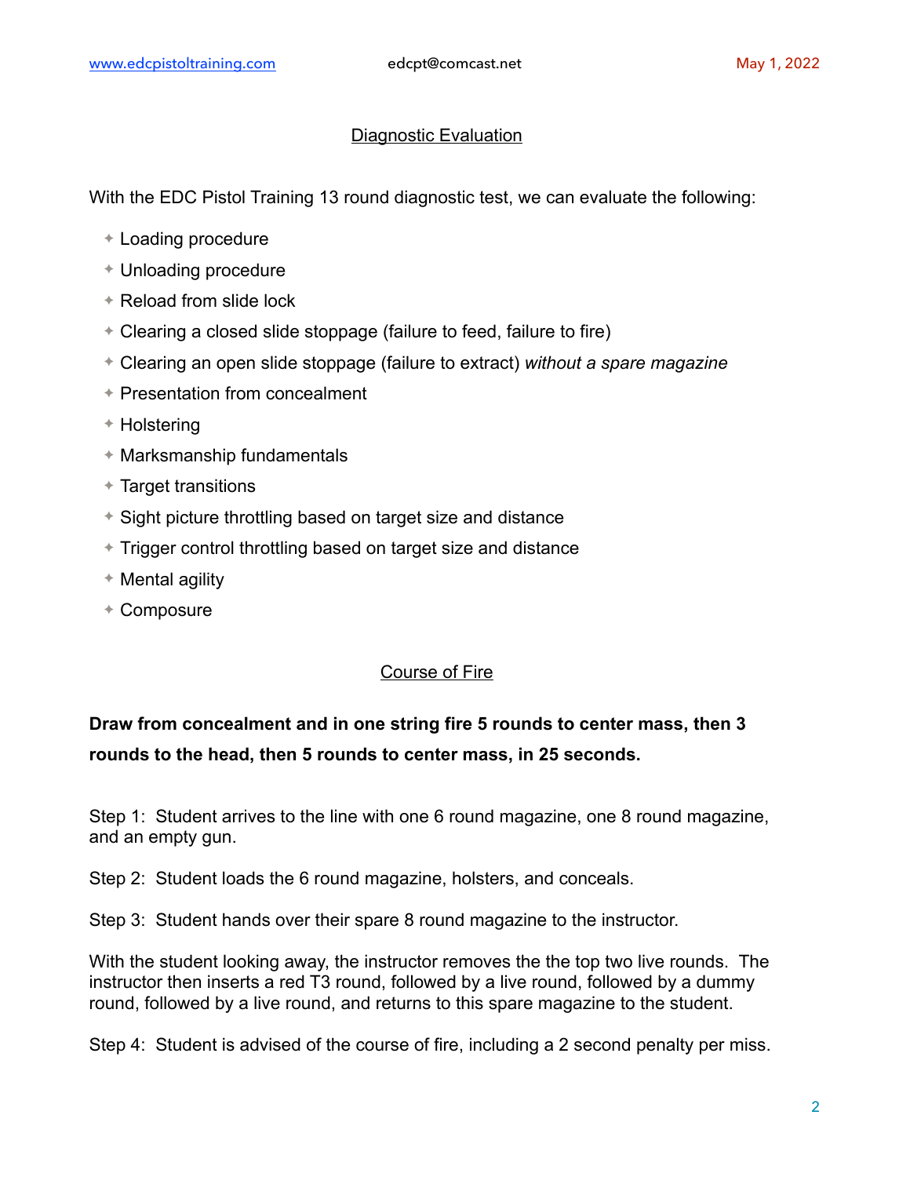## Diagnostic Evaluation

With the EDC Pistol Training 13 round diagnostic test, we can evaluate the following:

- Loading procedure
- Unloading procedure
- Reload from slide lock
- Clearing a closed slide stoppage (failure to feed, failure to fire)
- Clearing an open slide stoppage (failure to extract) *without a spare magazine*
- Presentation from concealment
- Holstering
- Marksmanship fundamentals
- Target transitions
- Sight picture throttling based on target size and distance
- Trigger control throttling based on target size and distance
- Mental agility
- Composure

## Course of Fire

**Draw from concealment and in one string fire 5 rounds to center mass, then 3 rounds to the head, then 5 rounds to center mass, in 25 seconds.**

Step 1: Student arrives to the line with one 6 round magazine, one 8 round magazine, and an empty gun.

Step 2: Student loads the 6 round magazine, holsters, and conceals.

Step 3: Student hands over their spare 8 round magazine to the instructor.

With the student looking away, the instructor removes the the top two live rounds. The instructor then inserts a red T3 round, followed by a live round, followed by a dummy round, followed by a live round, and returns to this spare magazine to the student.

Step 4: Student is advised of the course of fire, including a 2 second penalty per miss.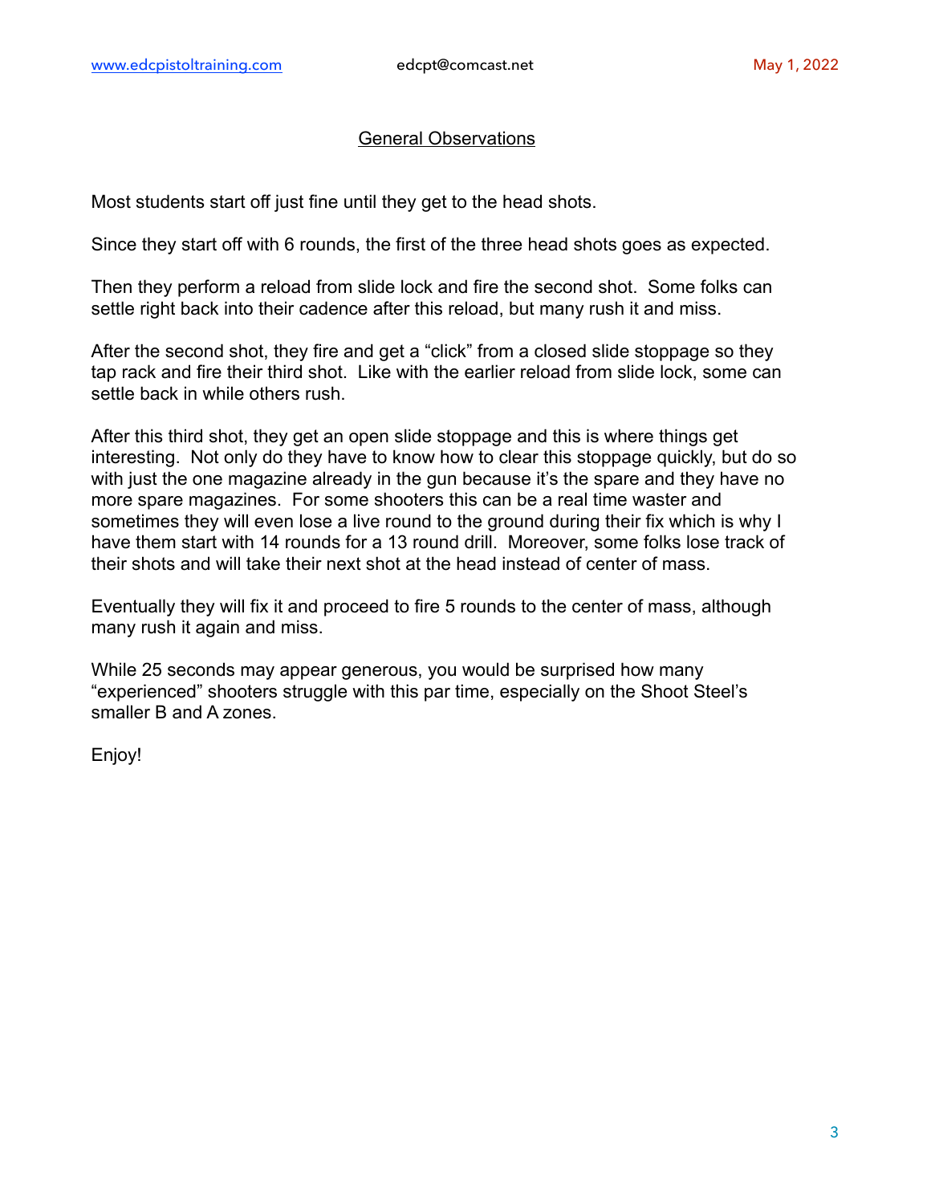## General Observations

Most students start off just fine until they get to the head shots.

Since they start off with 6 rounds, the first of the three head shots goes as expected.

Then they perform a reload from slide lock and fire the second shot. Some folks can settle right back into their cadence after this reload, but many rush it and miss.

After the second shot, they fire and get a "click" from a closed slide stoppage so they tap rack and fire their third shot. Like with the earlier reload from slide lock, some can settle back in while others rush.

After this third shot, they get an open slide stoppage and this is where things get interesting. Not only do they have to know how to clear this stoppage quickly, but do so with just the one magazine already in the gun because it's the spare and they have no more spare magazines. For some shooters this can be a real time waster and sometimes they will even lose a live round to the ground during their fix which is why I have them start with 14 rounds for a 13 round drill. Moreover, some folks lose track of their shots and will take their next shot at the head instead of center of mass.

Eventually they will fix it and proceed to fire 5 rounds to the center of mass, although many rush it again and miss.

While 25 seconds may appear generous, you would be surprised how many "experienced" shooters struggle with this par time, especially on the Shoot Steel's smaller B and A zones.

Enjoy!